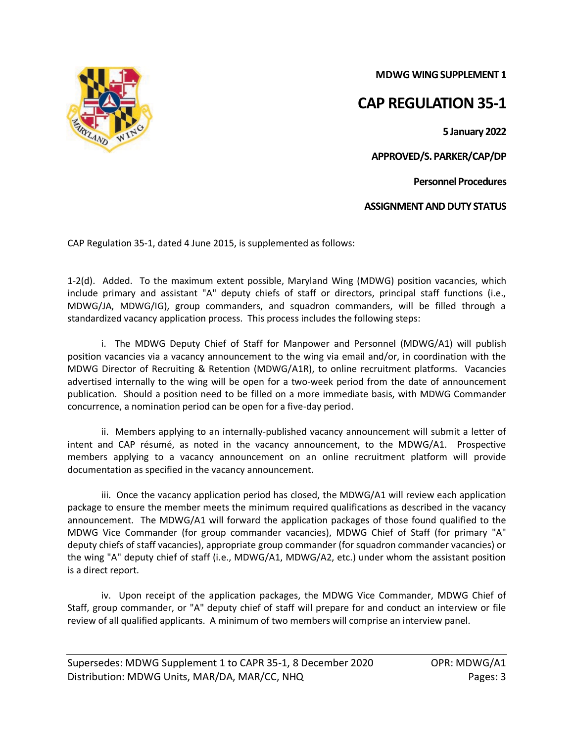**MDWG WING SUPPLEMENT 1**

# CAP REGULATION 35-1

**5 January 2022**

**APPROVED/S. PARKER/CAP/DP**

**Personnel Procedures**

**ASSIGNMENT AND DUTY STATUS**

CAP Regulation 35-1, dated 4 June 2015, is supplemented as follows:

1-2(d). Added. To the maximum extent possible, Maryland Wing (MDWG) position vacancies, which include primary and assistant "A" deputy chiefs of staff or directors, principal staff functions (i.e., MDWG/JA, MDWG/IG), group commanders, and squadron commanders, will be filled through a standardized vacancy application process. This process includes the following steps:

i. The MDWG Deputy Chief of Staff for Manpower and Personnel (MDWG/A1) will publish position vacancies via a vacancy announcement to the wing via email and/or, in coordination with the MDWG Director of Recruiting & Retention (MDWG/A1R), to online recruitment platforms. Vacancies advertised internally to the wing will be open for a two-week period from the date of announcement publication. Should a position need to be filled on a more immediate basis, with MDWG Commander concurrence, a nomination period can be open for a five-day period.

ii. Members applying to an internally-published vacancy announcement will submit a letter of intent and CAP résumé, as noted in the vacancy announcement, to the MDWG/A1. Prospective members applying to a vacancy announcement on an online recruitment platform will provide documentation as specified in the vacancy announcement.

iii. Once the vacancy application period has closed, the MDWG/A1 will review each application package to ensure the member meets the minimum required qualifications as described in the vacancy announcement. The MDWG/A1 will forward the application packages of those found qualified to the MDWG Vice Commander (for group commander vacancies), MDWG Chief of Staff (for primary "A" deputy chiefs of staff vacancies), appropriate group commander (for squadron commander vacancies) or the wing "A" deputy chief of staff (i.e., MDWG/A1, MDWG/A2, etc.) under whom the assistant position is a direct report.

iv. Upon receipt of the application packages, the MDWG Vice Commander, MDWG Chief of Staff, group commander, or "A" deputy chief of staff will prepare for and conduct an interview or file review of all qualified applicants. A minimum of two members will comprise an interview panel.

Supersedes: MDWG Supplement 1 to CAPR 35-1, 8 December 2020 — OPR: MDWG/A1
Distribution: MDWG Units, MAR/DA, MAR/CC, NHQ — Pages: 3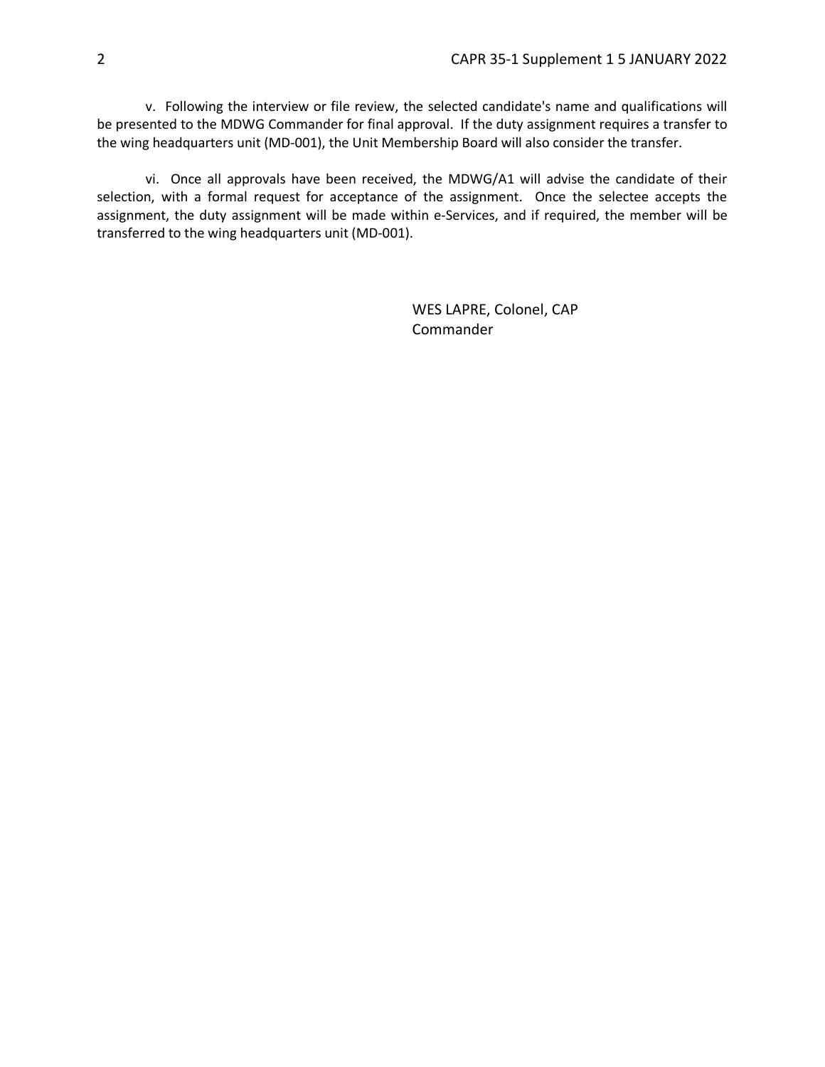v. Following the interview or file review, the selected candidate's name and qualifications will be presented to the MDWG Commander for final approval. If the duty assignment requires a transfer to the wing headquarters unit (MD-001), the Unit Membership Board will also consider the transfer.

vi. Once all approvals have been received, the MDWG/A1 will advise the candidate of their selection, with a formal request for acceptance of the assignment. Once the selectee accepts the assignment, the duty assignment will be made within e-Services, and if required, the member will be transferred to the wing headquarters unit (MD-001).

WES LAPRE, Colonel, CAP
Commander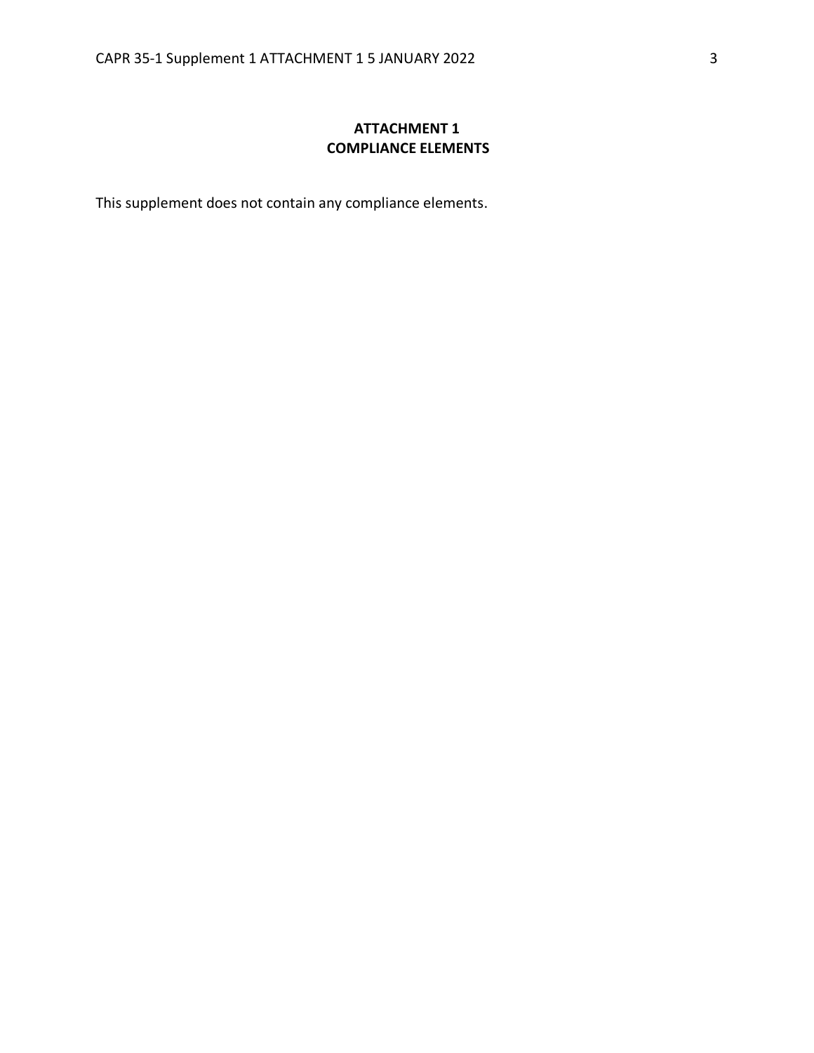# ATTACHMENT 1
# COMPLIANCE ELEMENTS

This supplement does not contain any compliance elements.